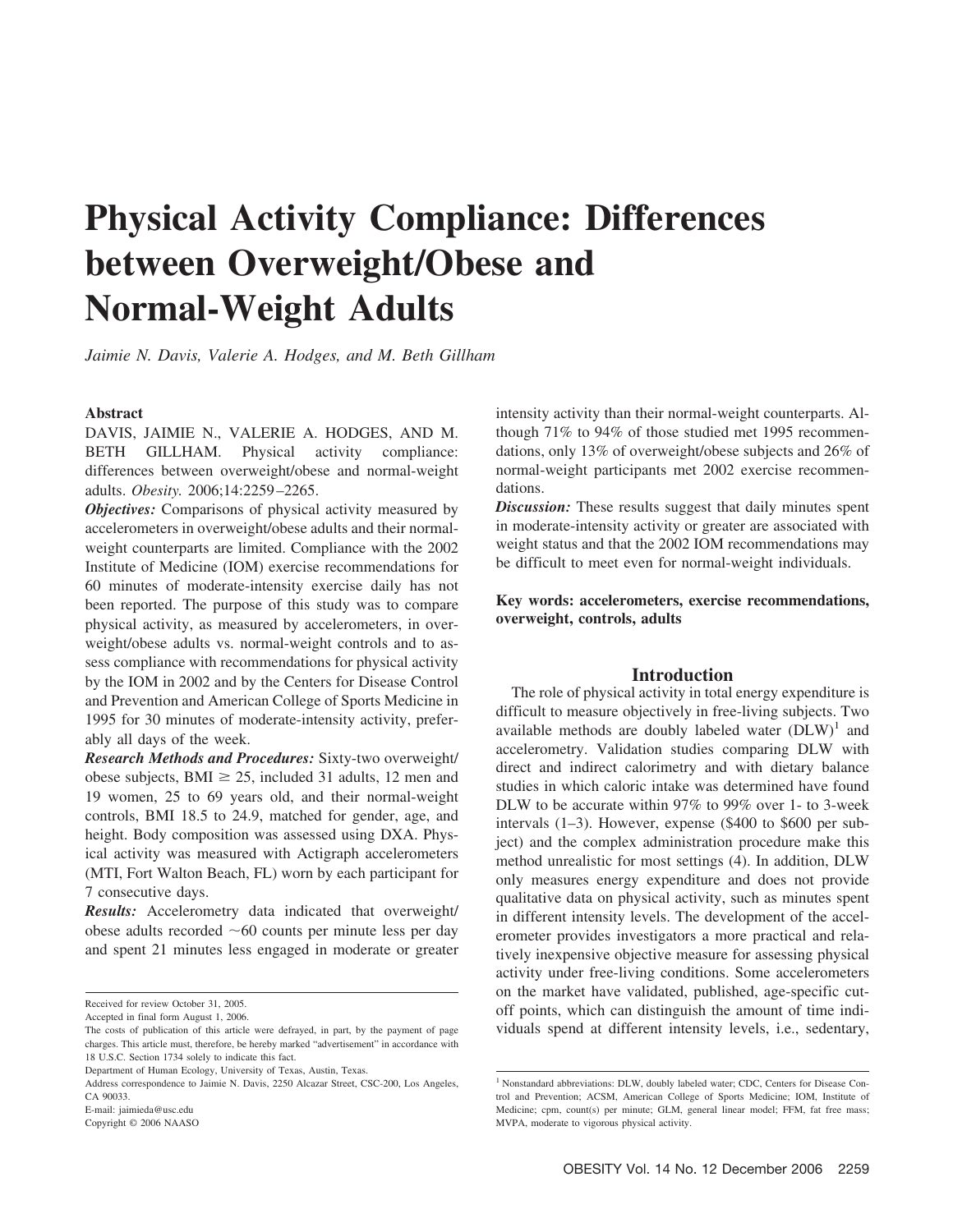# Physical Activity Compliance: Differences between Overweight/Obese and Normal-Weight Adults

*Jaimie N. Davis, Valerie A. Hodges, and M. Beth Gillham*

### Abstract

DAVIS, JAIMIE N., VALERIE A. HODGES, AND M. BETH GILLHAM. Physical activity compliance: differences between overweight/obese and normal-weight adults. *Obesity.* 2006;14:2259–2265.

***Objectives:*** Comparisons of physical activity measured by accelerometers in overweight/obese adults and their normal-weight counterparts are limited. Compliance with the 2002 Institute of Medicine (IOM) exercise recommendations for 60 minutes of moderate-intensity exercise daily has not been reported. The purpose of this study was to compare physical activity, as measured by accelerometers, in overweight/obese adults vs. normal-weight controls and to assess compliance with recommendations for physical activity by the IOM in 2002 and by the Centers for Disease Control and Prevention and American College of Sports Medicine in 1995 for 30 minutes of moderate-intensity activity, preferably all days of the week.

***Research Methods and Procedures:*** Sixty-two overweight/obese subjects, BMI $\geq$ 25, included 31 adults, 12 men and 19 women, 25 to 69 years old, and their normal-weight controls, BMI 18.5 to 24.9, matched for gender, age, and height. Body composition was assessed using DXA. Physical activity was measured with Actigraph accelerometers (MTI, Fort Walton Beach, FL) worn by each participant for 7 consecutive days.

***Results:*** Accelerometry data indicated that overweight/obese adults recorded ~60 counts per minute less per day and spent 21 minutes less engaged in moderate or greater intensity activity than their normal-weight counterparts. Although 71% to 94% of those studied met 1995 recommendations, only 13% of overweight/obese subjects and 26% of normal-weight participants met 2002 exercise recommendations.

***Discussion:*** These results suggest that daily minutes spent in moderate-intensity activity or greater are associated with weight status and that the 2002 IOM recommendations may be difficult to meet even for normal-weight individuals.

**Key words: accelerometers, exercise recommendations, overweight, controls, adults**

## Introduction

The role of physical activity in total energy expenditure is difficult to measure objectively in free-living subjects. Two available methods are doubly labeled water (DLW)[1] and accelerometry. Validation studies comparing DLW with direct and indirect calorimetry and with dietary balance studies in which caloric intake was determined have found DLW to be accurate within 97% to 99% over 1- to 3-week intervals (1–3). However, expense ($400 to $600 per subject) and the complex administration procedure make this method unrealistic for most settings (4). In addition, DLW only measures energy expenditure and does not provide qualitative data on physical activity, such as minutes spent in different intensity levels. The development of the accelerometer provides investigators a more practical and relatively inexpensive objective measure for assessing physical activity under free-living conditions. Some accelerometers on the market have validated, published, age-specific cutoff points, which can distinguish the amount of time individuals spend at different intensity levels, i.e., sedentary,

---

Received for review October 31, 2005.
Accepted in final form August 1, 2006.
The costs of publication of this article were defrayed, in part, by the payment of page charges. This article must, therefore, be hereby marked "advertisement" in accordance with 18 U.S.C. Section 1734 solely to indicate this fact.
Department of Human Ecology, University of Texas, Austin, Texas.
Address correspondence to Jaimie N. Davis, 2250 Alcazar Street, CSC-200, Los Angeles, CA 90033.
E-mail: jaimieda@usc.edu
Copyright © 2006 NAASO

[1] Nonstandard abbreviations: DLW, doubly labeled water; CDC, Centers for Disease Control and Prevention; ACSM, American College of Sports Medicine; IOM, Institute of Medicine; cpm, count(s) per minute; GLM, general linear model; FFM, fat free mass; MVPA, moderate to vigorous physical activity.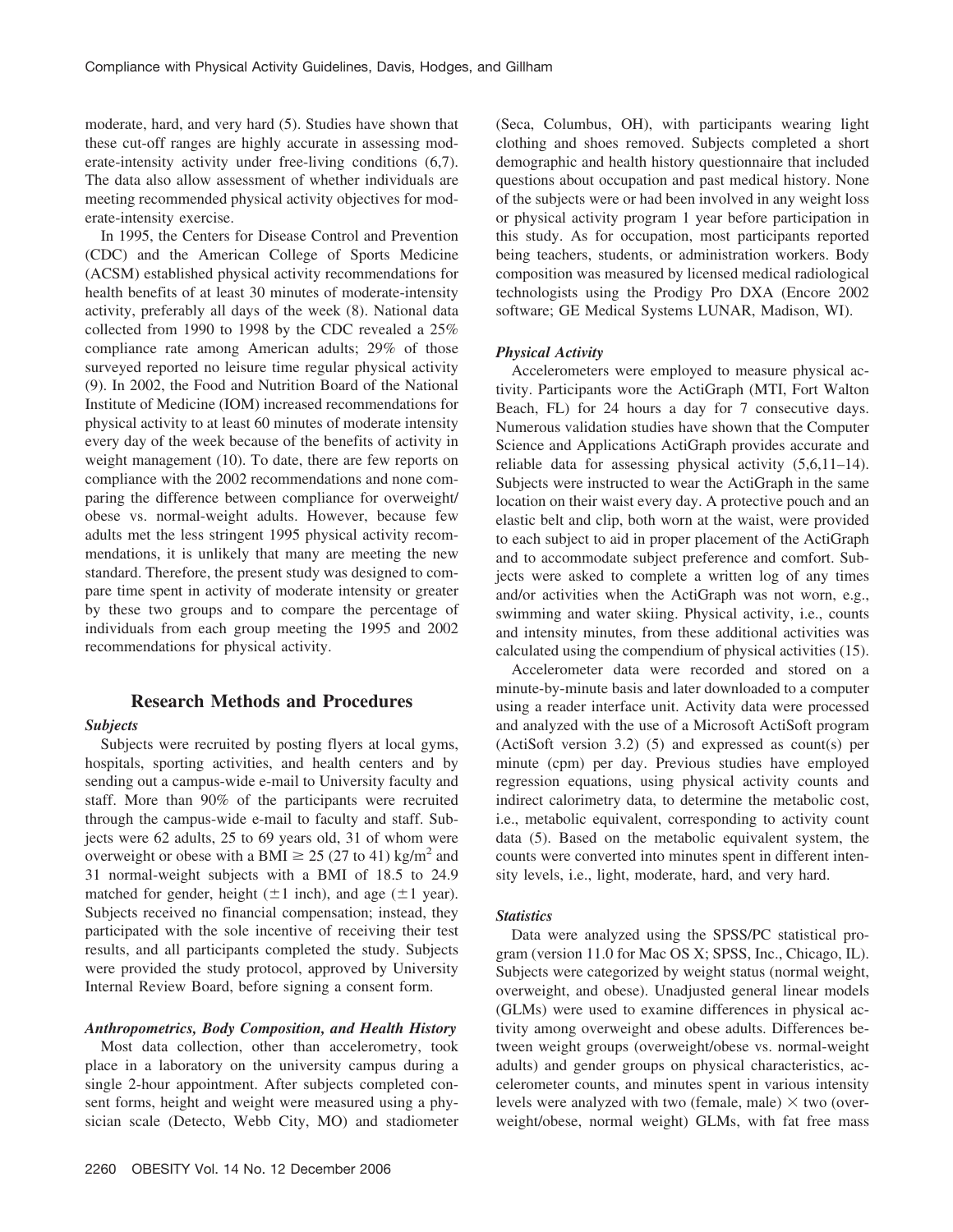moderate, hard, and very hard (5). Studies have shown that these cut-off ranges are highly accurate in assessing moderate-intensity activity under free-living conditions (6,7). The data also allow assessment of whether individuals are meeting recommended physical activity objectives for moderate-intensity exercise.

In 1995, the Centers for Disease Control and Prevention (CDC) and the American College of Sports Medicine (ACSM) established physical activity recommendations for health benefits of at least 30 minutes of moderate-intensity activity, preferably all days of the week (8). National data collected from 1990 to 1998 by the CDC revealed a 25% compliance rate among American adults; 29% of those surveyed reported no leisure time regular physical activity (9). In 2002, the Food and Nutrition Board of the National Institute of Medicine (IOM) increased recommendations for physical activity to at least 60 minutes of moderate intensity every day of the week because of the benefits of activity in weight management (10). To date, there are few reports on compliance with the 2002 recommendations and none comparing the difference between compliance for overweight/obese vs. normal-weight adults. However, because few adults met the less stringent 1995 physical activity recommendations, it is unlikely that many are meeting the new standard. Therefore, the present study was designed to compare time spent in activity of moderate intensity or greater by these two groups and to compare the percentage of individuals from each group meeting the 1995 and 2002 recommendations for physical activity.

## Research Methods and Procedures

### *Subjects*

Subjects were recruited by posting flyers at local gyms, hospitals, sporting activities, and health centers and by sending out a campus-wide e-mail to University faculty and staff. More than 90% of the participants were recruited through the campus-wide e-mail to faculty and staff. Subjects were 62 adults, 25 to 69 years old, 31 of whom were overweight or obese with a BMI $\geq$ 25 (27 to 41) kg/m$^2$ and 31 normal-weight subjects with a BMI of 18.5 to 24.9 matched for gender, height ($\pm$1 inch), and age ($\pm$1 year). Subjects received no financial compensation; instead, they participated with the sole incentive of receiving their test results, and all participants completed the study. Subjects were provided the study protocol, approved by University Internal Review Board, before signing a consent form.

### *Anthropometrics, Body Composition, and Health History*

Most data collection, other than accelerometry, took place in a laboratory on the university campus during a single 2-hour appointment. After subjects completed consent forms, height and weight were measured using a physician scale (Detecto, Webb City, MO) and stadiometer (Seca, Columbus, OH), with participants wearing light clothing and shoes removed. Subjects completed a short demographic and health history questionnaire that included questions about occupation and past medical history. None of the subjects were or had been involved in any weight loss or physical activity program 1 year before participation in this study. As for occupation, most participants reported being teachers, students, or administration workers. Body composition was measured by licensed medical radiological technologists using the Prodigy Pro DXA (Encore 2002 software; GE Medical Systems LUNAR, Madison, WI).

### *Physical Activity*

Accelerometers were employed to measure physical activity. Participants wore the ActiGraph (MTI, Fort Walton Beach, FL) for 24 hours a day for 7 consecutive days. Numerous validation studies have shown that the Computer Science and Applications ActiGraph provides accurate and reliable data for assessing physical activity (5,6,11–14). Subjects were instructed to wear the ActiGraph in the same location on their waist every day. A protective pouch and an elastic belt and clip, both worn at the waist, were provided to each subject to aid in proper placement of the ActiGraph and to accommodate subject preference and comfort. Subjects were asked to complete a written log of any times and/or activities when the ActiGraph was not worn, e.g., swimming and water skiing. Physical activity, i.e., counts and intensity minutes, from these additional activities was calculated using the compendium of physical activities (15).

Accelerometer data were recorded and stored on a minute-by-minute basis and later downloaded to a computer using a reader interface unit. Activity data were processed and analyzed with the use of a Microsoft ActiSoft program (ActiSoft version 3.2) (5) and expressed as count(s) per minute (cpm) per day. Previous studies have employed regression equations, using physical activity counts and indirect calorimetry data, to determine the metabolic cost, i.e., metabolic equivalent, corresponding to activity count data (5). Based on the metabolic equivalent system, the counts were converted into minutes spent in different intensity levels, i.e., light, moderate, hard, and very hard.

### *Statistics*

Data were analyzed using the SPSS/PC statistical program (version 11.0 for Mac OS X; SPSS, Inc., Chicago, IL). Subjects were categorized by weight status (normal weight, overweight, and obese). Unadjusted general linear models (GLMs) were used to examine differences in physical activity among overweight and obese adults. Differences between weight groups (overweight/obese vs. normal-weight adults) and gender groups on physical characteristics, accelerometer counts, and minutes spent in various intensity levels were analyzed with two (female, male) $\times$ two (overweight/obese, normal weight) GLMs, with fat free mass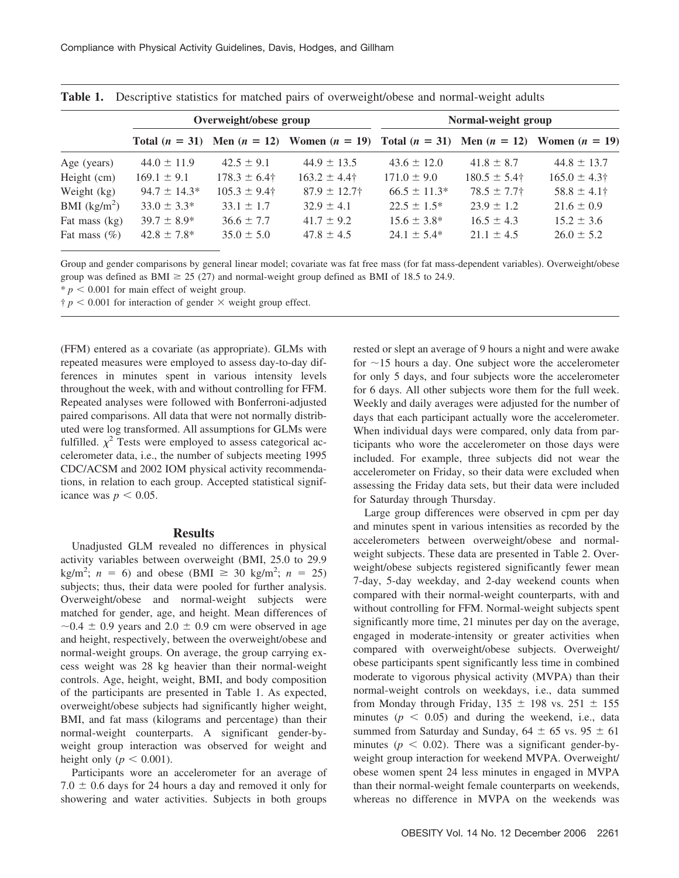**Table 1.** Descriptive statistics for matched pairs of overweight/obese and normal-weight adults

| | Overweight/obese group | | | Normal-weight group | | |
|---|---|---|---|---|---|---|
| | Total ($n$ = 31) | Men ($n$ = 12) | Women ($n$ = 19) | Total ($n$ = 31) | Men ($n$ = 12) | Women ($n$ = 19) |
| Age (years) | 44.0 ± 11.9 | 42.5 ± 9.1 | 44.9 ± 13.5 | 43.6 ± 12.0 | 41.8 ± 8.7 | 44.8 ± 13.7 |
| Height (cm) | 169.1 ± 9.1 | 178.3 ± 6.4† | 163.2 ± 4.4† | 171.0 ± 9.0 | 180.5 ± 5.4† | 165.0 ± 4.3† |
| Weight (kg) | 94.7 ± 14.3* | 105.3 ± 9.4† | 87.9 ± 12.7† | 66.5 ± 11.3* | 78.5 ± 7.7† | 58.8 ± 4.1† |
| BMI (kg/m$^2$) | 33.0 ± 3.3* | 33.1 ± 1.7 | 32.9 ± 4.1 | 22.5 ± 1.5* | 23.9 ± 1.2 | 21.6 ± 0.9 |
| Fat mass (kg) | 39.7 ± 8.9* | 36.6 ± 7.7 | 41.7 ± 9.2 | 15.6 ± 3.8* | 16.5 ± 4.3 | 15.2 ± 3.6 |
| Fat mass (%) | 42.8 ± 7.8* | 35.0 ± 5.0 | 47.8 ± 4.5 | 24.1 ± 5.4* | 21.1 ± 4.5 | 26.0 ± 5.2 |

Group and gender comparisons by general linear model; covariate was fat free mass (for fat mass-dependent variables). Overweight/obese group was defined as BMI ≥ 25 (27) and normal-weight group defined as BMI of 18.5 to 24.9.

* $p < 0.001$ for main effect of weight group.

† $p < 0.001$ for interaction of gender × weight group effect.

(FFM) entered as a covariate (as appropriate). GLMs with repeated measures were employed to assess day-to-day differences in minutes spent in various intensity levels throughout the week, with and without controlling for FFM. Repeated analyses were followed with Bonferroni-adjusted paired comparisons. All data that were not normally distributed were log transformed. All assumptions for GLMs were fulfilled. $\chi^2$ Tests were employed to assess categorical accelerometer data, i.e., the number of subjects meeting 1995 CDC/ACSM and 2002 IOM physical activity recommendations, in relation to each group. Accepted statistical significance was $p < 0.05$.

## Results

Unadjusted GLM revealed no differences in physical activity variables between overweight (BMI, 25.0 to 29.9 kg/m$^2$; $n$ = 6) and obese (BMI ≥ 30 kg/m$^2$; $n$ = 25) subjects; thus, their data were pooled for further analysis. Overweight/obese and normal-weight subjects were matched for gender, age, and height. Mean differences of ~0.4 ± 0.9 years and 2.0 ± 0.9 cm were observed in age and height, respectively, between the overweight/obese and normal-weight groups. On average, the group carrying excess weight was 28 kg heavier than their normal-weight controls. Age, height, weight, BMI, and body composition of the participants are presented in Table 1. As expected, overweight/obese subjects had significantly higher weight, BMI, and fat mass (kilograms and percentage) than their normal-weight counterparts. A significant gender-by-weight group interaction was observed for weight and height only ($p < 0.001$).

Participants wore an accelerometer for an average of 7.0 ± 0.6 days for 24 hours a day and removed it only for showering and water activities. Subjects in both groups rested or slept an average of 9 hours a night and were awake for ~15 hours a day. One subject wore the accelerometer for only 5 days, and four subjects wore the accelerometer for 6 days. All other subjects wore them for the full week. Weekly and daily averages were adjusted for the number of days that each participant actually wore the accelerometer. When individual days were compared, only data from participants who wore the accelerometer on those days were included. For example, three subjects did not wear the accelerometer on Friday, so their data were excluded when assessing the Friday data sets, but their data were included for Saturday through Thursday.

Large group differences were observed in cpm per day and minutes spent in various intensities as recorded by the accelerometers between overweight/obese and normal-weight subjects. These data are presented in Table 2. Overweight/obese subjects registered significantly fewer mean 7-day, 5-day weekday, and 2-day weekend counts when compared with their normal-weight counterparts, with and without controlling for FFM. Normal-weight subjects spent significantly more time, 21 minutes per day on the average, engaged in moderate-intensity or greater activities when compared with overweight/obese subjects. Overweight/obese participants spent significantly less time in combined moderate to vigorous physical activity (MVPA) than their normal-weight controls on weekdays, i.e., data summed from Monday through Friday, 135 ± 198 vs. 251 ± 155 minutes ($p < 0.05$) and during the weekend, i.e., data summed from Saturday and Sunday, 64 ± 65 vs. 95 ± 61 minutes ($p < 0.02$). There was a significant gender-by-weight group interaction for weekend MVPA. Overweight/obese women spent 24 less minutes in engaged in MVPA than their normal-weight female counterparts on weekends, whereas no difference in MVPA on the weekends was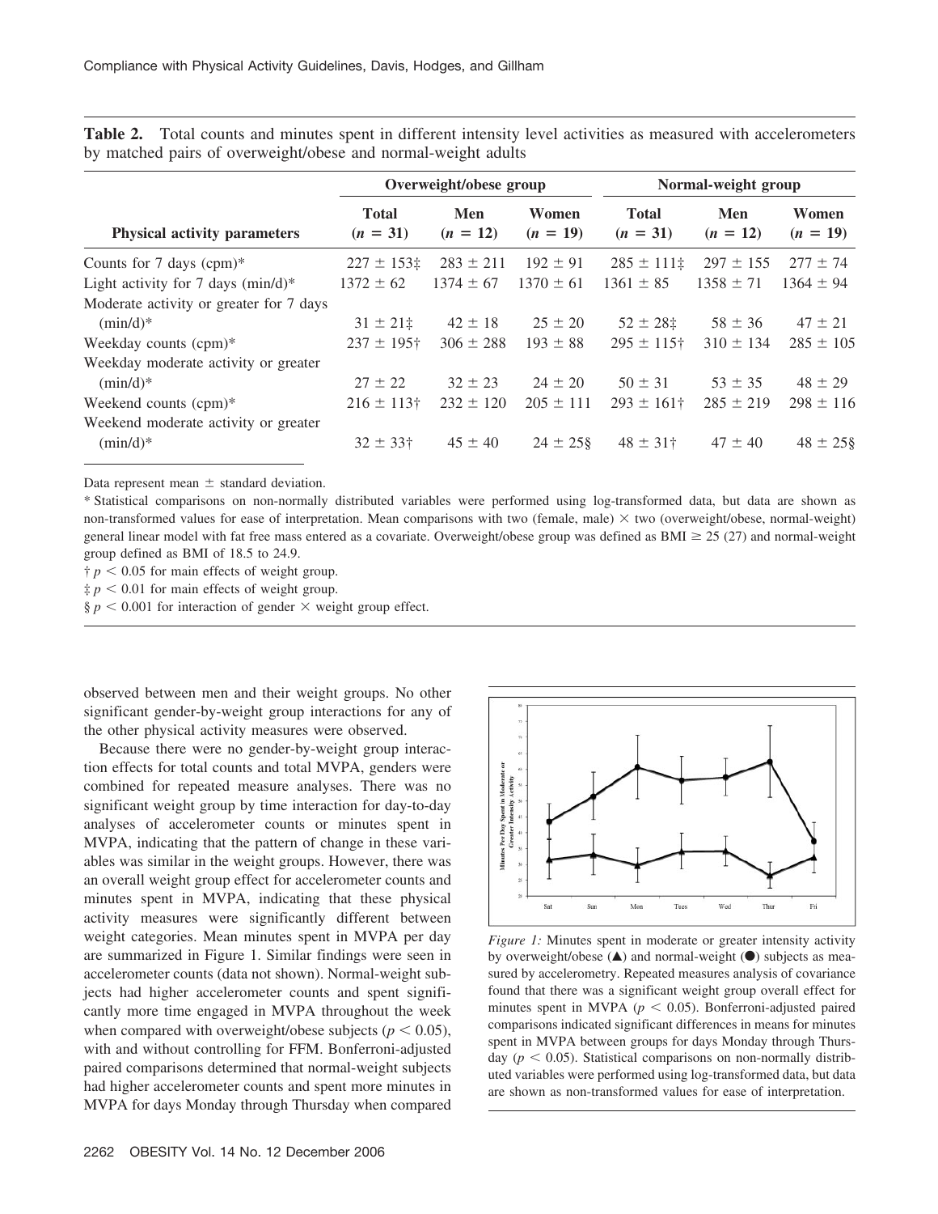**Table 2.** Total counts and minutes spent in different intensity level activities as measured with accelerometers by matched pairs of overweight/obese and normal-weight adults

| | Overweight/obese group | | | Normal-weight group | | |
|---|---|---|---|---|---|---|
| **Physical activity parameters** | **Total ($n$ = 31)** | **Men ($n$ = 12)** | **Women ($n$ = 19)** | **Total ($n$ = 31)** | **Men ($n$ = 12)** | **Women ($n$ = 19)** |
| Counts for 7 days (cpm)* | 227 ± 153‡ | 283 ± 211 | 192 ± 91 | 285 ± 111‡ | 297 ± 155 | 277 ± 74 |
| Light activity for 7 days (min/d)* | 1372 ± 62 | 1374 ± 67 | 1370 ± 61 | 1361 ± 85 | 1358 ± 71 | 1364 ± 94 |
| Moderate activity or greater for 7 days (min/d)* | 31 ± 21‡ | 42 ± 18 | 25 ± 20 | 52 ± 28‡ | 58 ± 36 | 47 ± 21 |
| Weekday counts (cpm)* | 237 ± 195† | 306 ± 288 | 193 ± 88 | 295 ± 115† | 310 ± 134 | 285 ± 105 |
| Weekday moderate activity or greater (min/d)* | 27 ± 22 | 32 ± 23 | 24 ± 20 | 50 ± 31 | 53 ± 35 | 48 ± 29 |
| Weekend counts (cpm)* | 216 ± 113† | 232 ± 120 | 205 ± 111 | 293 ± 161† | 285 ± 219 | 298 ± 116 |
| Weekend moderate activity or greater (min/d)* | 32 ± 33† | 45 ± 40 | 24 ± 25§ | 48 ± 31† | 47 ± 40 | 48 ± 25§ |

Data represent mean ± standard deviation.

* Statistical comparisons on non-normally distributed variables were performed using log-transformed data, but data are shown as non-transformed values for ease of interpretation. Mean comparisons with two (female, male) × two (overweight/obese, normal-weight) general linear model with fat free mass entered as a covariate. Overweight/obese group was defined as BMI ≥ 25 (27) and normal-weight group defined as BMI of 18.5 to 24.9.

† $p < 0.05$ for main effects of weight group.

‡ $p < 0.01$ for main effects of weight group.

§ $p < 0.001$ for interaction of gender × weight group effect.

observed between men and their weight groups. No other significant gender-by-weight group interactions for any of the other physical activity measures were observed.

Because there were no gender-by-weight group interaction effects for total counts and total MVPA, genders were combined for repeated measure analyses. There was no significant weight group by time interaction for day-to-day analyses of accelerometer counts or minutes spent in MVPA, indicating that the pattern of change in these variables was similar in the weight groups. However, there was an overall weight group effect for accelerometer counts and minutes spent in MVPA, indicating that these physical activity measures were significantly different between weight categories. Mean minutes spent in MVPA per day are summarized in Figure 1. Similar findings were seen in accelerometer counts (data not shown). Normal-weight subjects had higher accelerometer counts and spent significantly more time engaged in MVPA throughout the week when compared with overweight/obese subjects ($p < 0.05$), with and without controlling for FFM. Bonferroni-adjusted paired comparisons determined that normal-weight subjects had higher accelerometer counts and spent more minutes in MVPA for days Monday through Thursday when compared

*Figure 1:* Minutes spent in moderate or greater intensity activity by overweight/obese (▲) and normal-weight (●) subjects as measured by accelerometry. Repeated measures analysis of covariance found that there was a significant weight group overall effect for minutes spent in MVPA ($p < 0.05$). Bonferroni-adjusted paired comparisons indicated significant differences in means for minutes spent in MVPA between groups for days Monday through Thursday ($p < 0.05$). Statistical comparisons on non-normally distributed variables were performed using log-transformed data, but data are shown as non-transformed values for ease of interpretation.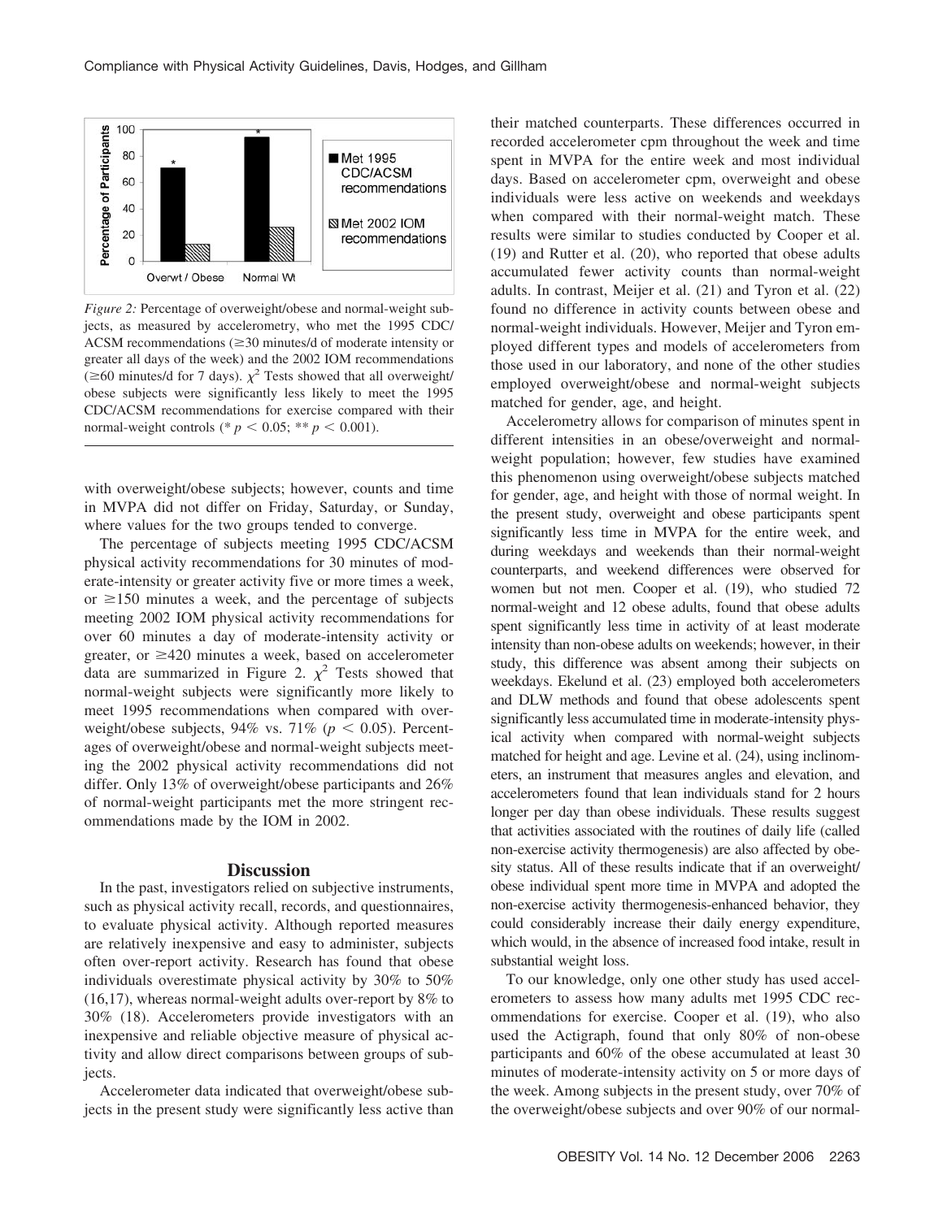*Figure 2:* Percentage of overweight/obese and normal-weight subjects, as measured by accelerometry, who met the 1995 CDC/ACSM recommendations (≥30 minutes/d of moderate intensity or greater all days of the week) and the 2002 IOM recommendations (≥60 minutes/d for 7 days). $\chi^2$ Tests showed that all overweight/obese subjects were significantly less likely to meet the 1995 CDC/ACSM recommendations for exercise compared with their normal-weight controls (* $p < 0.05$; ** $p < 0.001$).

with overweight/obese subjects; however, counts and time in MVPA did not differ on Friday, Saturday, or Sunday, where values for the two groups tended to converge.

The percentage of subjects meeting 1995 CDC/ACSM physical activity recommendations for 30 minutes of moderate-intensity or greater activity five or more times a week, or ≥150 minutes a week, and the percentage of subjects meeting 2002 IOM physical activity recommendations for over 60 minutes a day of moderate-intensity activity or greater, or ≥420 minutes a week, based on accelerometer data are summarized in Figure 2. $\chi^2$ Tests showed that normal-weight subjects were significantly more likely to meet 1995 recommendations when compared with overweight/obese subjects, 94% vs. 71% ($p < 0.05$). Percentages of overweight/obese and normal-weight subjects meeting the 2002 physical activity recommendations did not differ. Only 13% of overweight/obese participants and 26% of normal-weight participants met the more stringent recommendations made by the IOM in 2002.

## Discussion

In the past, investigators relied on subjective instruments, such as physical activity recall, records, and questionnaires, to evaluate physical activity. Although reported measures are relatively inexpensive and easy to administer, subjects often over-report activity. Research has found that obese individuals overestimate physical activity by 30% to 50% (16,17), whereas normal-weight adults over-report by 8% to 30% (18). Accelerometers provide investigators with an inexpensive and reliable objective measure of physical activity and allow direct comparisons between groups of subjects.

Accelerometer data indicated that overweight/obese subjects in the present study were significantly less active than their matched counterparts. These differences occurred in recorded accelerometer cpm throughout the week and time spent in MVPA for the entire week and most individual days. Based on accelerometer cpm, overweight and obese individuals were less active on weekends and weekdays when compared with their normal-weight match. These results were similar to studies conducted by Cooper et al. (19) and Rutter et al. (20), who reported that obese adults accumulated fewer activity counts than normal-weight adults. In contrast, Meijer et al. (21) and Tyron et al. (22) found no difference in activity counts between obese and normal-weight individuals. However, Meijer and Tyron employed different types and models of accelerometers from those used in our laboratory, and none of the other studies employed overweight/obese and normal-weight subjects matched for gender, age, and height.

Accelerometry allows for comparison of minutes spent in different intensities in an obese/overweight and normal-weight population; however, few studies have examined this phenomenon using overweight/obese subjects matched for gender, age, and height with those of normal weight. In the present study, overweight and obese participants spent significantly less time in MVPA for the entire week, and during weekdays and weekends than their normal-weight counterparts, and weekend differences were observed for women but not men. Cooper et al. (19), who studied 72 normal-weight and 12 obese adults, found that obese adults spent significantly less time in activity of at least moderate intensity than non-obese adults on weekends; however, in their study, this difference was absent among their subjects on weekdays. Ekelund et al. (23) employed both accelerometers and DLW methods and found that obese adolescents spent significantly less accumulated time in moderate-intensity physical activity when compared with normal-weight subjects matched for height and age. Levine et al. (24), using inclinometers, an instrument that measures angles and elevation, and accelerometers found that lean individuals stand for 2 hours longer per day than obese individuals. These results suggest that activities associated with the routines of daily life (called non-exercise activity thermogenesis) are also affected by obesity status. All of these results indicate that if an overweight/obese individual spent more time in MVPA and adopted the non-exercise activity thermogenesis-enhanced behavior, they could considerably increase their daily energy expenditure, which would, in the absence of increased food intake, result in substantial weight loss.

To our knowledge, only one other study has used accelerometers to assess how many adults met 1995 CDC recommendations for exercise. Cooper et al. (19), who also used the Actigraph, found that only 80% of non-obese participants and 60% of the obese accumulated at least 30 minutes of moderate-intensity activity on 5 or more days of the week. Among subjects in the present study, over 70% of the overweight/obese subjects and over 90% of our normal-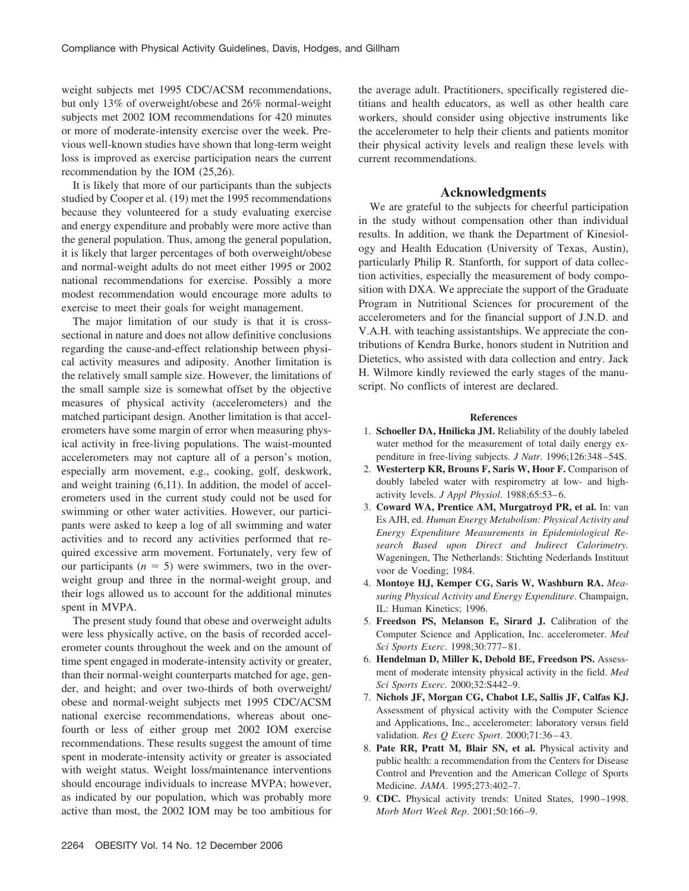weight subjects met 1995 CDC/ACSM recommendations, but only 13% of overweight/obese and 26% normal-weight subjects met 2002 IOM recommendations for 420 minutes or more of moderate-intensity exercise over the week. Previous well-known studies have shown that long-term weight loss is improved as exercise participation nears the current recommendation by the IOM (25,26).

It is likely that more of our participants than the subjects studied by Cooper et al. (19) met the 1995 recommendations because they volunteered for a study evaluating exercise and energy expenditure and probably were more active than the general population. Thus, among the general population, it is likely that larger percentages of both overweight/obese and normal-weight adults do not meet either 1995 or 2002 national recommendations for exercise. Possibly a more modest recommendation would encourage more adults to exercise to meet their goals for weight management.

The major limitation of our study is that it is cross-sectional in nature and does not allow definitive conclusions regarding the cause-and-effect relationship between physical activity measures and adiposity. Another limitation is the relatively small sample size. However, the limitations of the small sample size is somewhat offset by the objective measures of physical activity (accelerometers) and the matched participant design. Another limitation is that accelerometers have some margin of error when measuring physical activity in free-living populations. The waist-mounted accelerometers may not capture all of a person's motion, especially arm movement, e.g., cooking, golf, deskwork, and weight training (6,11). In addition, the model of accelerometers used in the current study could not be used for swimming or other water activities. However, our participants were asked to keep a log of all swimming and water activities and to record any activities performed that required excessive arm movement. Fortunately, very few of our participants ($n = 5$) were swimmers, two in the overweight group and three in the normal-weight group, and their logs allowed us to account for the additional minutes spent in MVPA.

The present study found that obese and overweight adults were less physically active, on the basis of recorded accelerometer counts throughout the week and on the amount of time spent engaged in moderate-intensity activity or greater, than their normal-weight counterparts matched for age, gender, and height; and over two-thirds of both overweight/obese and normal-weight subjects met 1995 CDC/ACSM national exercise recommendations, whereas about one-fourth or less of either group met 2002 IOM exercise recommendations. These results suggest the amount of time spent in moderate-intensity activity or greater is associated with weight status. Weight loss/maintenance interventions should encourage individuals to increase MVPA; however, as indicated by our population, which was probably more active than most, the 2002 IOM may be too ambitious for the average adult. Practitioners, specifically registered dietitians and health educators, as well as other health care workers, should consider using objective instruments like the accelerometer to help their clients and patients monitor their physical activity levels and realign these levels with current recommendations.

## Acknowledgments

We are grateful to the subjects for cheerful participation in the study without compensation other than individual results. In addition, we thank the Department of Kinesiology and Health Education (University of Texas, Austin), particularly Philip R. Stanforth, for support of data collection activities, especially the measurement of body composition with DXA. We appreciate the support of the Graduate Program in Nutritional Sciences for procurement of the accelerometers and for the financial support of J.N.D. and V.A.H. with teaching assistantships. We appreciate the contributions of Kendra Burke, honors student in Nutrition and Dietetics, who assisted with data collection and entry. Jack H. Wilmore kindly reviewed the early stages of the manuscript. No conflicts of interest are declared.

### References

1. **Schoeller DA, Hnilicka JM.** Reliability of the doubly labeled water method for the measurement of total daily energy expenditure in free-living subjects. *J Nutr*. 1996;126:348–54S.
2. **Westerterp KR, Brouns F, Saris W, Hoor F.** Comparison of doubly labeled water with respirometry at low- and high-activity levels. *J Appl Physiol*. 1988;65:53–6.
3. **Coward WA, Prentice AM, Murgatroyd PR, et al.** In: van Es AJH, ed. *Human Energy Metabolism: Physical Activity and Energy Expenditure Measurements in Epidemiological Research Based upon Direct and Indirect Calorimetry.* Wageningen, The Netherlands: Stichting Nederlands Instituut voor de Voeding; 1984.
4. **Montoye HJ, Kemper CG, Saris W, Washburn RA.** *Measuring Physical Activity and Energy Expenditure*. Champaign, IL: Human Kinetics; 1996.
5. **Freedson PS, Melanson E, Sirard J.** Calibration of the Computer Science and Application, Inc. accelerometer. *Med Sci Sports Exerc*. 1998;30:777–81.
6. **Hendelman D, Miller K, Debold BE, Freedson PS.** Assessment of moderate intensity physical activity in the field. *Med Sci Sports Exerc*. 2000;32:S442–9.
7. **Nichols JF, Morgan CG, Chabot LE, Sallis JF, Calfas KJ.** Assessment of physical activity with the Computer Science and Applications, Inc., accelerometer: laboratory versus field validation. *Res Q Exerc Sport*. 2000;71:36–43.
8. **Pate RR, Pratt M, Blair SN, et al.** Physical activity and public health: a recommendation from the Centers for Disease Control and Prevention and the American College of Sports Medicine. *JAMA*. 1995;273:402–7.
9. **CDC.** Physical activity trends: United States, 1990–1998. *Morb Mort Week Rep*. 2001;50:166–9.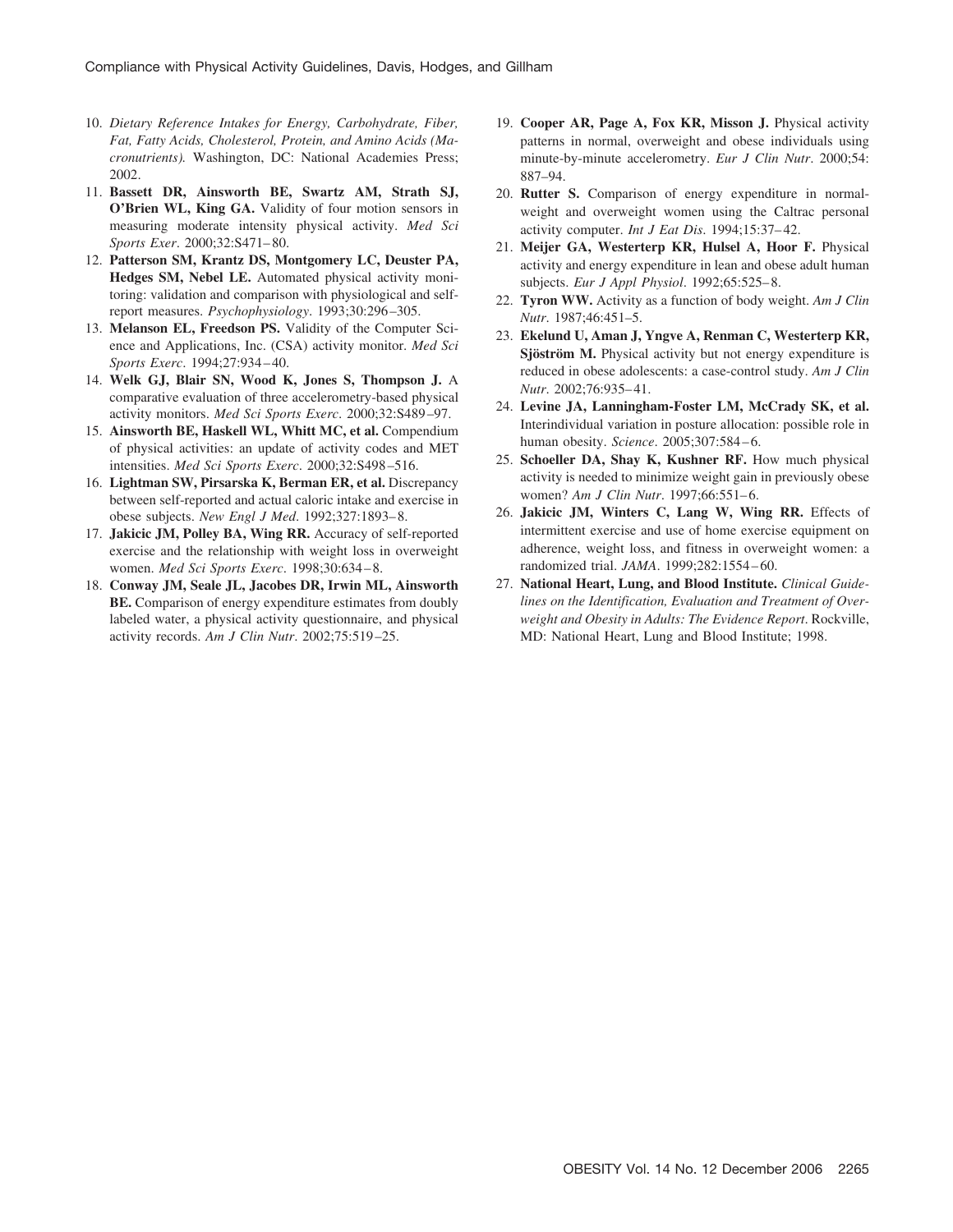10. *Dietary Reference Intakes for Energy, Carbohydrate, Fiber, Fat, Fatty Acids, Cholesterol, Protein, and Amino Acids (Macronutrients).* Washington, DC: National Academies Press; 2002.
11. **Bassett DR, Ainsworth BE, Swartz AM, Strath SJ, O'Brien WL, King GA.** Validity of four motion sensors in measuring moderate intensity physical activity. *Med Sci Sports Exer*. 2000;32:S471–80.
12. **Patterson SM, Krantz DS, Montgomery LC, Deuster PA, Hedges SM, Nebel LE.** Automated physical activity monitoring: validation and comparison with physiological and self-report measures. *Psychophysiology*. 1993;30:296–305.
13. **Melanson EL, Freedson PS.** Validity of the Computer Science and Applications, Inc. (CSA) activity monitor. *Med Sci Sports Exerc*. 1994;27:934–40.
14. **Welk GJ, Blair SN, Wood K, Jones S, Thompson J.** A comparative evaluation of three accelerometry-based physical activity monitors. *Med Sci Sports Exerc*. 2000;32:S489–97.
15. **Ainsworth BE, Haskell WL, Whitt MC, et al.** Compendium of physical activities: an update of activity codes and MET intensities. *Med Sci Sports Exerc*. 2000;32:S498–516.
16. **Lightman SW, Pirsarska K, Berman ER, et al.** Discrepancy between self-reported and actual caloric intake and exercise in obese subjects. *New Engl J Med*. 1992;327:1893–8.
17. **Jakicic JM, Polley BA, Wing RR.** Accuracy of self-reported exercise and the relationship with weight loss in overweight women. *Med Sci Sports Exerc*. 1998;30:634–8.
18. **Conway JM, Seale JL, Jacobes DR, Irwin ML, Ainsworth BE.** Comparison of energy expenditure estimates from doubly labeled water, a physical activity questionnaire, and physical activity records. *Am J Clin Nutr*. 2002;75:519–25.
19. **Cooper AR, Page A, Fox KR, Misson J.** Physical activity patterns in normal, overweight and obese individuals using minute-by-minute accelerometry. *Eur J Clin Nutr*. 2000;54:887–94.
20. **Rutter S.** Comparison of energy expenditure in normal-weight and overweight women using the Caltrac personal activity computer. *Int J Eat Dis*. 1994;15:37–42.
21. **Meijer GA, Westerterp KR, Hulsel A, Hoor F.** Physical activity and energy expenditure in lean and obese adult human subjects. *Eur J Appl Physiol*. 1992;65:525–8.
22. **Tyron WW.** Activity as a function of body weight. *Am J Clin Nutr*. 1987;46:451–5.
23. **Ekelund U, Aman J, Yngve A, Renman C, Westerterp KR, Sjöström M.** Physical activity but not energy expenditure is reduced in obese adolescents: a case-control study. *Am J Clin Nutr*. 2002;76:935–41.
24. **Levine JA, Lanningham-Foster LM, McCrady SK, et al.** Interindividual variation in posture allocation: possible role in human obesity. *Science*. 2005;307:584–6.
25. **Schoeller DA, Shay K, Kushner RF.** How much physical activity is needed to minimize weight gain in previously obese women? *Am J Clin Nutr*. 1997;66:551–6.
26. **Jakicic JM, Winters C, Lang W, Wing RR.** Effects of intermittent exercise and use of home exercise equipment on adherence, weight loss, and fitness in overweight women: a randomized trial. *JAMA*. 1999;282:1554–60.
27. **National Heart, Lung, and Blood Institute.** *Clinical Guidelines on the Identification, Evaluation and Treatment of Overweight and Obesity in Adults: The Evidence Report*. Rockville, MD: National Heart, Lung and Blood Institute; 1998.